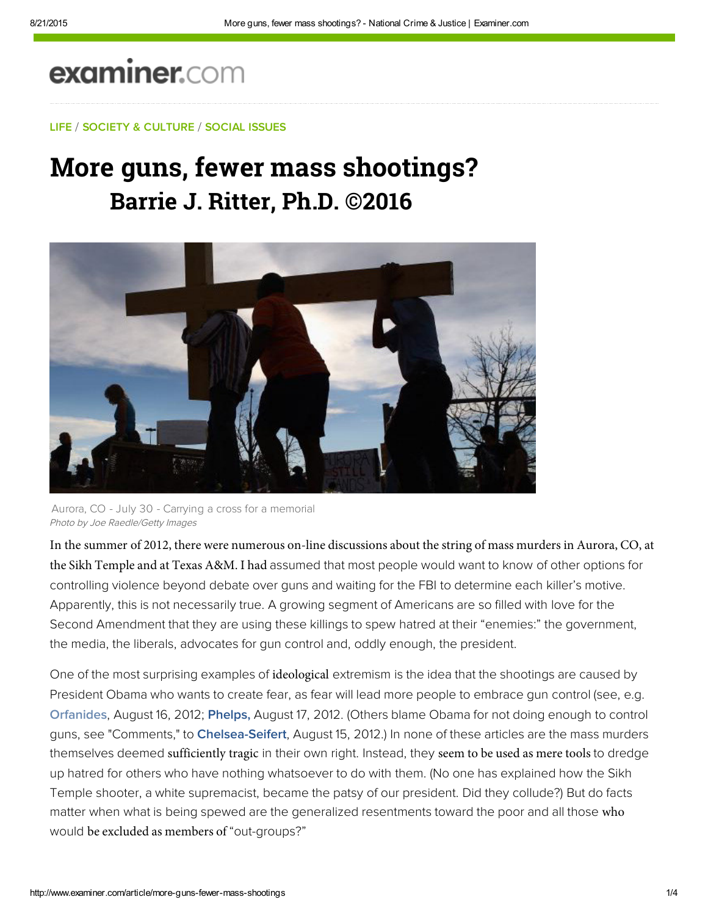examiner.com

LIFE / SOCIETY & CULTURE / SOCIAL ISSUES

# More guns, fewer mass shootings?

## Barrie J. Ritter, Ph.D. ©2016

Aurora, CO - July 30 - Carrying a cross for a memorial
*Photo by Joe Raedle/Getty Images*

In the summer of 2012, there were numerous on-line discussions about the string of mass murders in Aurora, CO, at the Sikh Temple and at Texas A&M. I had assumed that most people would want to know of other options for controlling violence beyond debate over guns and waiting for the FBI to determine each killer's motive. Apparently, this is not necessarily true. A growing segment of Americans are so filled with love for the Second Amendment that they are using these killings to spew hatred at their "enemies:" the government, the media, the liberals, advocates for gun control and, oddly enough, the president.

One of the most surprising examples of ideological extremism is the idea that the shootings are caused by President Obama who wants to create fear, as fear will lead more people to embrace gun control (see, e.g. **Orfanides**, August 16, 2012; **Phelps,** August 17, 2012. (Others blame Obama for not doing enough to control guns, see "Comments," to **Chelsea-Seifert**, August 15, 2012.) In none of these articles are the mass murders themselves deemed sufficiently tragic in their own right. Instead, they seem to be used as mere tools to dredge up hatred for others who have nothing whatsoever to do with them. (No one has explained how the Sikh Temple shooter, a white supremacist, became the patsy of our president. Did they collude?) But do facts matter when what is being spewed are the generalized resentments toward the poor and all those who would be excluded as members of "out-groups?"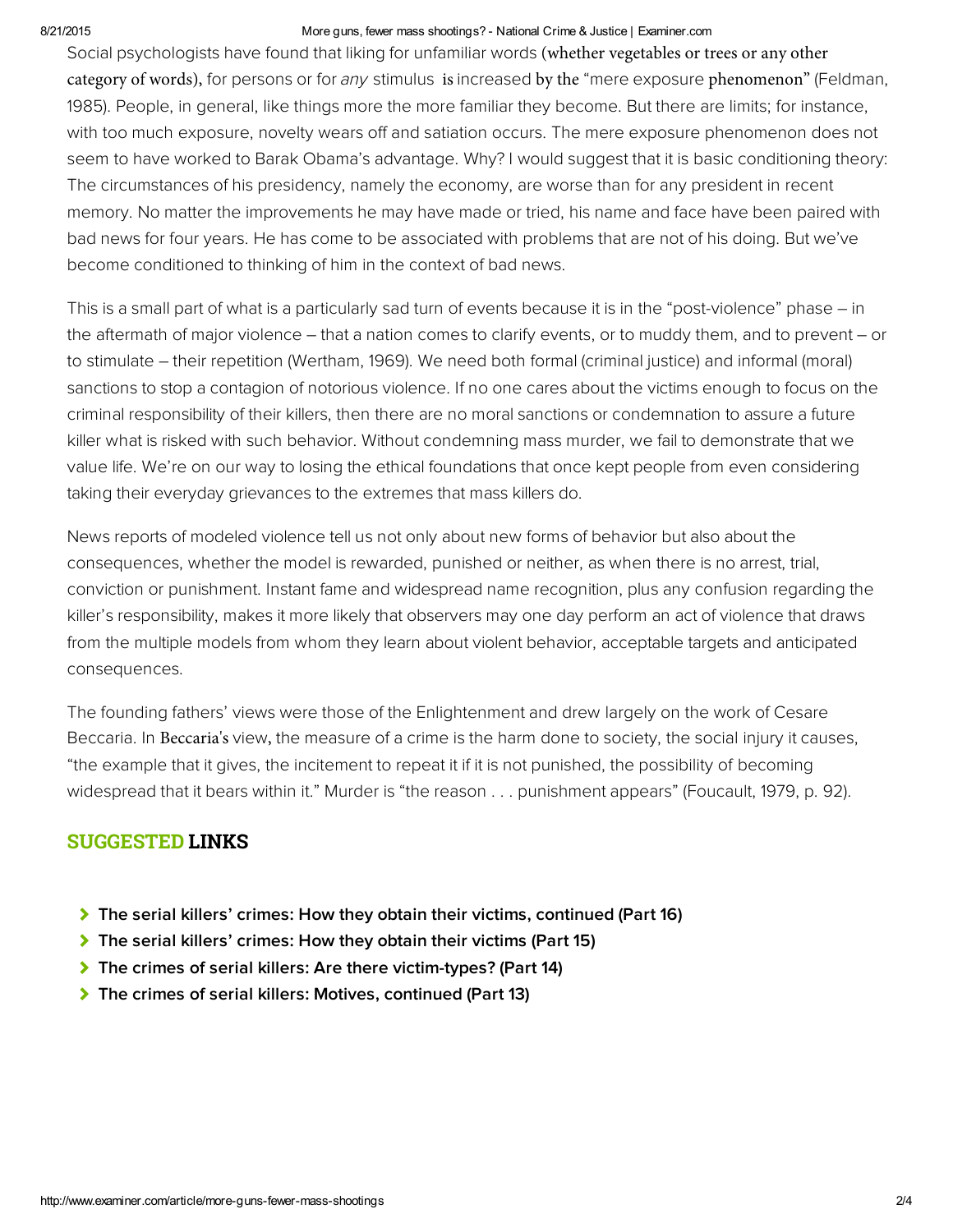Social psychologists have found that liking for unfamiliar words (whether vegetables or trees or any other category of words), for persons or for *any* stimulus is increased by the "mere exposure phenomenon" (Feldman, 1985). People, in general, like things more the more familiar they become. But there are limits; for instance, with too much exposure, novelty wears off and satiation occurs. The mere exposure phenomenon does not seem to have worked to Barak Obama's advantage. Why? I would suggest that it is basic conditioning theory: The circumstances of his presidency, namely the economy, are worse than for any president in recent memory. No matter the improvements he may have made or tried, his name and face have been paired with bad news for four years. He has come to be associated with problems that are not of his doing. But we've become conditioned to thinking of him in the context of bad news.

This is a small part of what is a particularly sad turn of events because it is in the "post-violence" phase – in the aftermath of major violence – that a nation comes to clarify events, or to muddy them, and to prevent – or to stimulate – their repetition (Wertham, 1969). We need both formal (criminal justice) and informal (moral) sanctions to stop a contagion of notorious violence. If no one cares about the victims enough to focus on the criminal responsibility of their killers, then there are no moral sanctions or condemnation to assure a future killer what is risked with such behavior. Without condemning mass murder, we fail to demonstrate that we value life. We're on our way to losing the ethical foundations that once kept people from even considering taking their everyday grievances to the extremes that mass killers do.

News reports of modeled violence tell us not only about new forms of behavior but also about the consequences, whether the model is rewarded, punished or neither, as when there is no arrest, trial, conviction or punishment. Instant fame and widespread name recognition, plus any confusion regarding the killer's responsibility, makes it more likely that observers may one day perform an act of violence that draws from the multiple models from whom they learn about violent behavior, acceptable targets and anticipated consequences.

The founding fathers' views were those of the Enlightenment and drew largely on the work of Cesare Beccaria. In Beccaria's view, the measure of a crime is the harm done to society, the social injury it causes, "the example that it gives, the incitement to repeat it if it is not punished, the possibility of becoming widespread that it bears within it." Murder is "the reason . . . punishment appears" (Foucault, 1979, p. 92).

## SUGGESTED LINKS

- **The serial killers' crimes: How they obtain their victims, continued (Part 16)**
- **The serial killers' crimes: How they obtain their victims (Part 15)**
- **The crimes of serial killers: Are there victim-types? (Part 14)**
- **The crimes of serial killers: Motives, continued (Part 13)**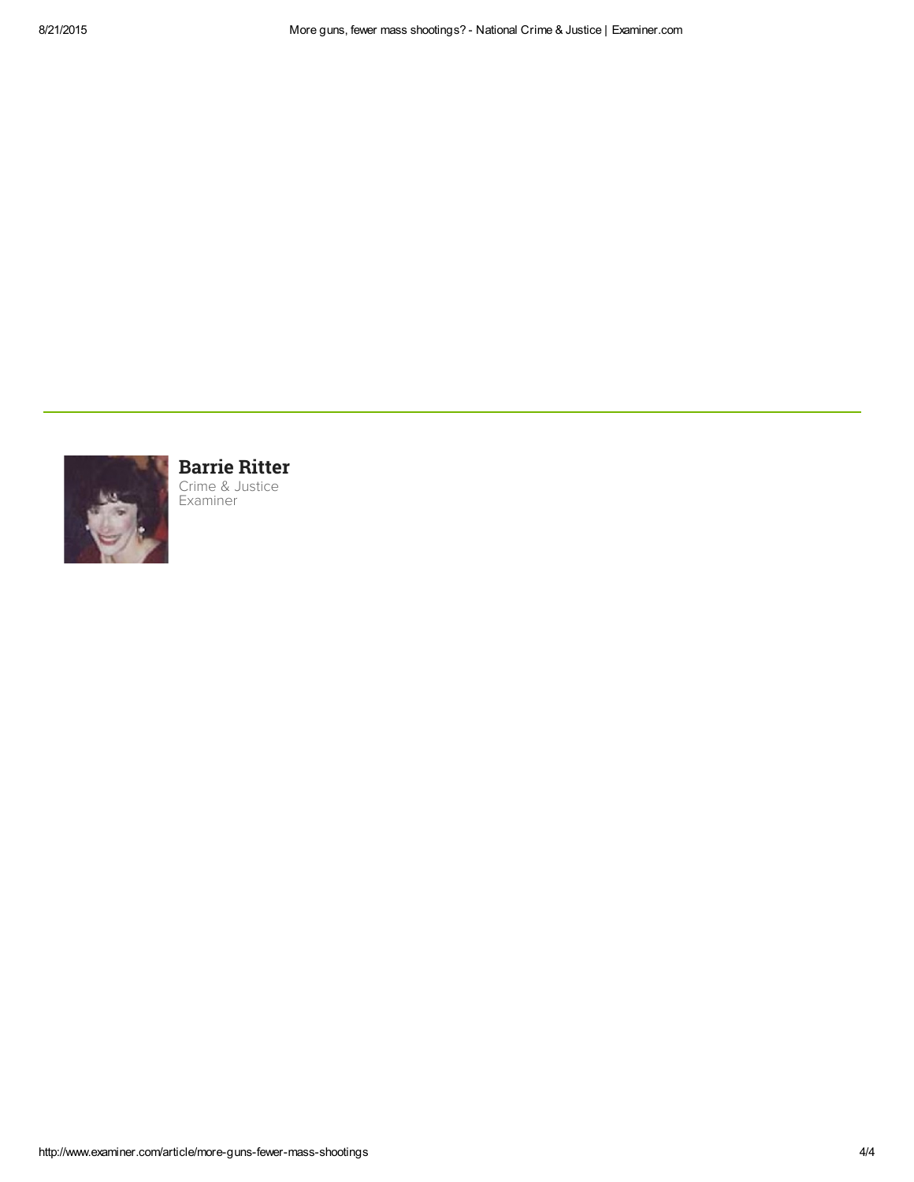**Barrie Ritter**

Crime & Justice Examiner